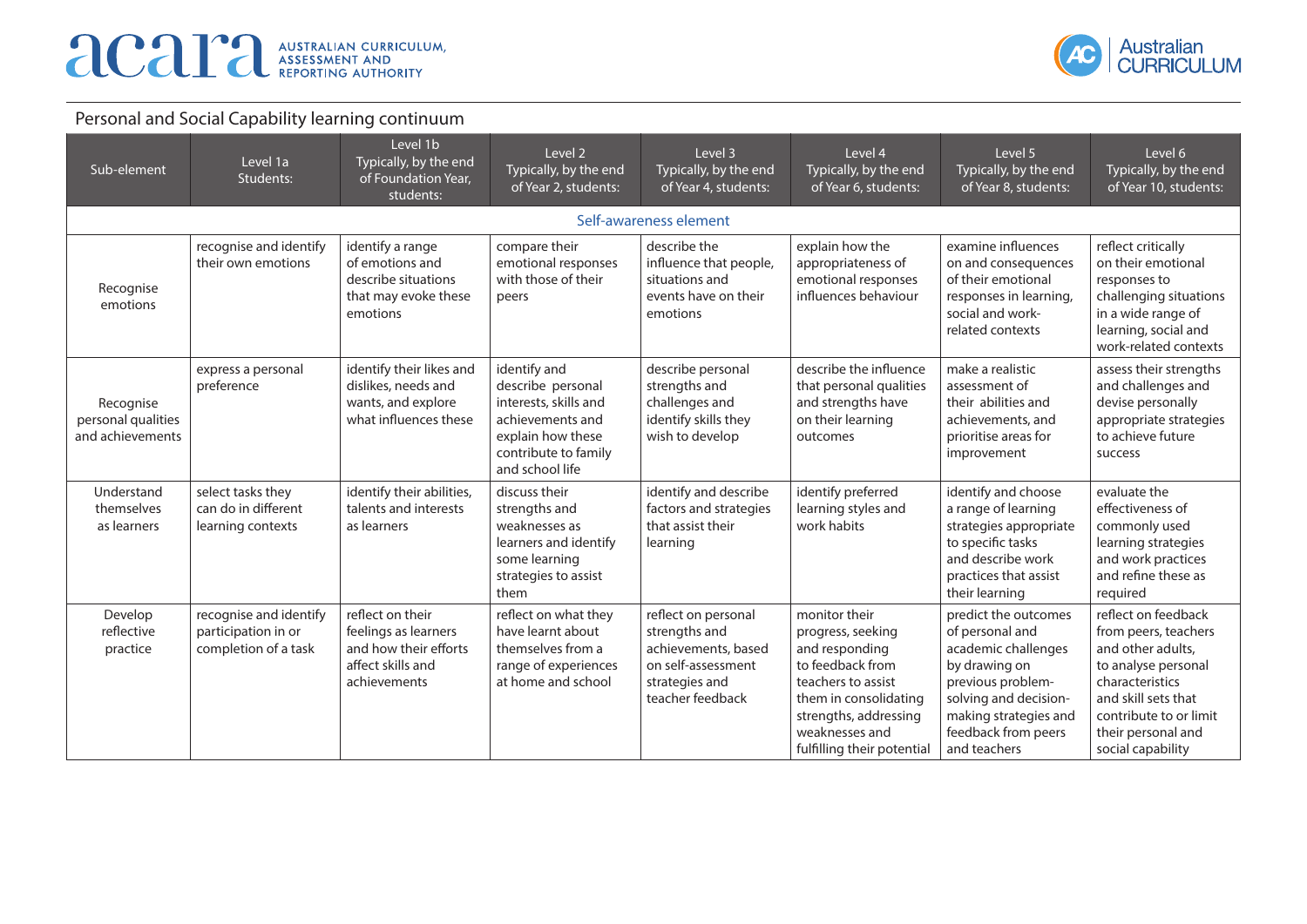# Personal and Social Capability learning continuum

| Sub-element | Level 1a Students: | Level 1b Typically, by the end of Foundation Year, students: | Level 2 Typically, by the end of Year 2, students: | Level 3 Typically, by the end of Year 4, students: | Level 4 Typically, by the end of Year 6, students: | Level 5 Typically, by the end of Year 8, students: | Level 6 Typically, by the end of Year 10, students: |
|---|---|---|---|---|---|---|---|
| **Self-awareness element** | | | | | | | |
| Recognise emotions | recognise and identify their own emotions | identify a range of emotions and describe situations that may evoke these emotions | compare their emotional responses with those of their peers | describe the influence that people, situations and events have on their emotions | explain how the appropriateness of emotional responses influences behaviour | examine influences on and consequences of their emotional responses in learning, social and work-related contexts | reflect critically on their emotional responses to challenging situations in a wide range of learning, social and work-related contexts |
| Recognise personal qualities and achievements | express a personal preference | identify their likes and dislikes, needs and wants, and explore what influences these | identify and describe personal interests, skills and achievements and explain how these contribute to family and school life | describe personal strengths and challenges and identify skills they wish to develop | describe the influence that personal qualities and strengths have on their learning outcomes | make a realistic assessment of their abilities and achievements, and prioritise areas for improvement | assess their strengths and challenges and devise personally appropriate strategies to achieve future success |
| Understand themselves as learners | select tasks they can do in different learning contexts | identify their abilities, talents and interests as learners | discuss their strengths and weaknesses as learners and identify some learning strategies to assist them | identify and describe factors and strategies that assist their learning | identify preferred learning styles and work habits | identify and choose a range of learning strategies appropriate to specific tasks and describe work practices that assist their learning | evaluate the effectiveness of commonly used learning strategies and work practices and refine these as required |
| Develop reflective practice | recognise and identify participation in or completion of a task | reflect on their feelings as learners and how their efforts affect skills and achievements | reflect on what they have learnt about themselves from a range of experiences at home and school | reflect on personal strengths and achievements, based on self-assessment strategies and teacher feedback | monitor their progress, seeking and responding to feedback from teachers to assist them in consolidating strengths, addressing weaknesses and fulfilling their potential | predict the outcomes of personal and academic challenges by drawing on previous problem-solving and decision-making strategies and feedback from peers and teachers | reflect on feedback from peers, teachers and other adults, to analyse personal characteristics and skill sets that contribute to or limit their personal and social capability |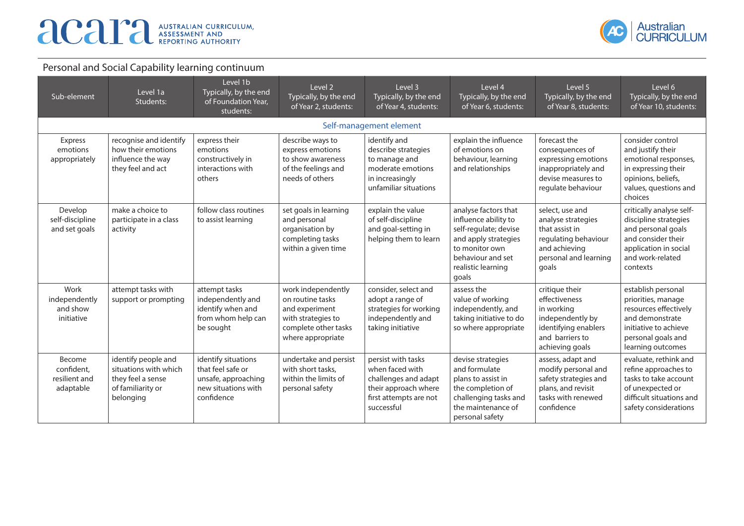## Personal and Social Capability learning continuum

| Sub-element | Level 1a Students: | Level 1b Typically, by the end of Foundation Year, students: | Level 2 Typically, by the end of Year 2, students: | Level 3 Typically, by the end of Year 4, students: | Level 4 Typically, by the end of Year 6, students: | Level 5 Typically, by the end of Year 8, students: | Level 6 Typically, by the end of Year 10, students: |
|---|---|---|---|---|---|---|---|
| **Self-management element** | | | | | | | |
| Express emotions appropriately | recognise and identify how their emotions influence the way they feel and act | express their emotions constructively in interactions with others | describe ways to express emotions to show awareness of the feelings and needs of others | identify and describe strategies to manage and moderate emotions in increasingly unfamiliar situations | explain the influence of emotions on behaviour, learning and relationships | forecast the consequences of expressing emotions inappropriately and devise measures to regulate behaviour | consider control and justify their emotional responses, in expressing their opinions, beliefs, values, questions and choices |
| Develop self-discipline and set goals | make a choice to participate in a class activity | follow class routines to assist learning | set goals in learning and personal organisation by completing tasks within a given time | explain the value of self-discipline and goal-setting in helping them to learn | analyse factors that influence ability to self-regulate; devise and apply strategies to monitor own behaviour and set realistic learning goals | select, use and analyse strategies that assist in regulating behaviour and achieving personal and learning goals | critically analyse self-discipline strategies and personal goals and consider their application in social and work-related contexts |
| Work independently and show initiative | attempt tasks with support or prompting | attempt tasks independently and identify when and from whom help can be sought | work independently on routine tasks and experiment with strategies to complete other tasks where appropriate | consider, select and adopt a range of strategies for working independently and taking initiative | assess the value of working independently, and taking initiative to do so where appropriate | critique their effectiveness in working independently by identifying enablers and barriers to achieving goals | establish personal priorities, manage resources effectively and demonstrate initiative to achieve personal goals and learning outcomes |
| Become confident, resilient and adaptable | identify people and situations with which they feel a sense of familiarity or belonging | identify situations that feel safe or unsafe, approaching new situations with confidence | undertake and persist with short tasks, within the limits of personal safety | persist with tasks when faced with challenges and adapt their approach where first attempts are not successful | devise strategies and formulate plans to assist in the completion of challenging tasks and the maintenance of personal safety | assess, adapt and modify personal and safety strategies and plans, and revisit tasks with renewed confidence | evaluate, rethink and refine approaches to tasks to take account of unexpected or difficult situations and safety considerations |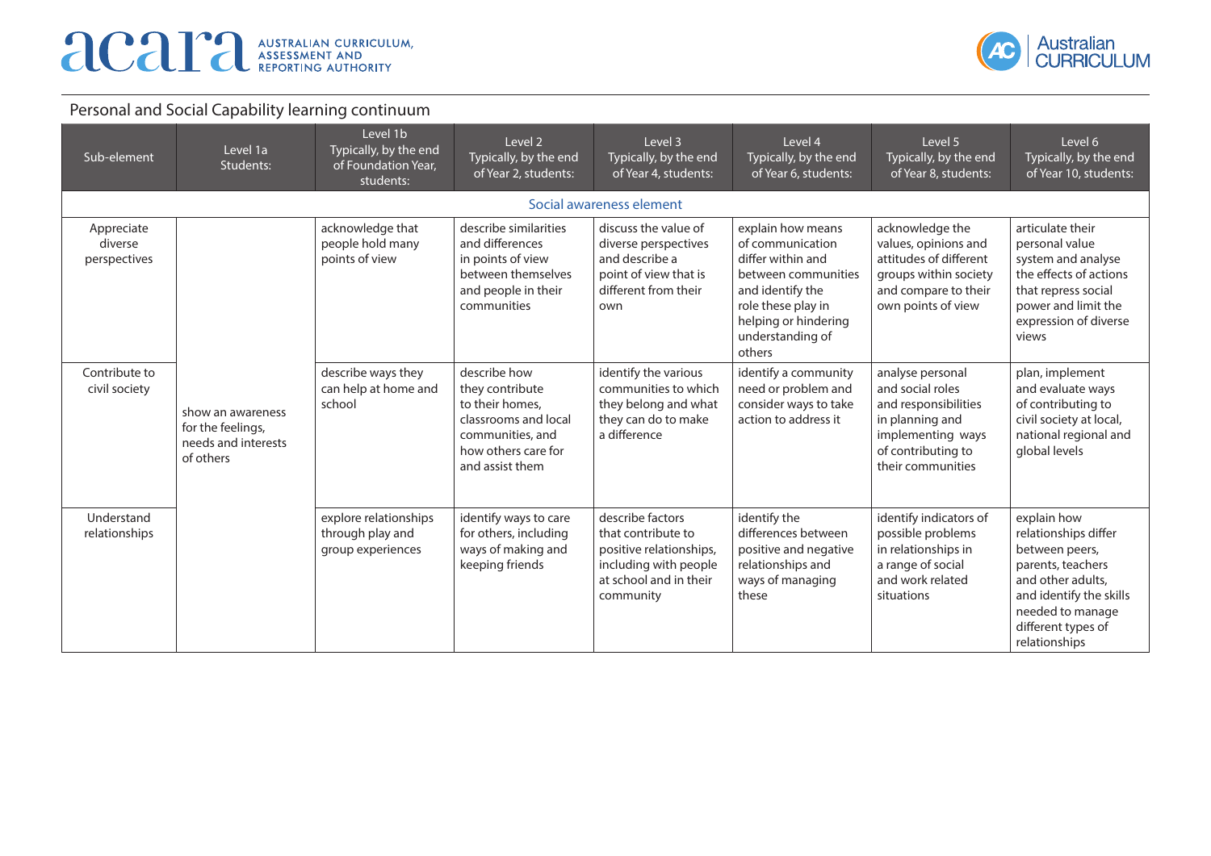## Personal and Social Capability learning continuum

| Sub-element | Level 1a Students: | Level 1b Typically, by the end of Foundation Year, students: | Level 2 Typically, by the end of Year 2, students: | Level 3 Typically, by the end of Year 4, students: | Level 4 Typically, by the end of Year 6, students: | Level 5 Typically, by the end of Year 8, students: | Level 6 Typically, by the end of Year 10, students: |
|---|---|---|---|---|---|---|---|
| **Social awareness element** | | | | | | | |
| Appreciate diverse perspectives | show an awareness for the feelings, needs and interests of others | acknowledge that people hold many points of view | describe similarities and differences in points of view between themselves and people in their communities | discuss the value of diverse perspectives and describe a point of view that is different from their own | explain how means of communication differ within and between communities and identify the role these play in helping or hindering understanding of others | acknowledge the values, opinions and attitudes of different groups within society and compare to their own points of view | articulate their personal value system and analyse the effects of actions that repress social power and limit the expression of diverse views |
| Contribute to civil society | | describe ways they can help at home and school | describe how they contribute to their homes, classrooms and local communities, and how others care for and assist them | identify the various communities to which they belong and what they can do to make a difference | identify a community need or problem and consider ways to take action to address it | analyse personal and social roles and responsibilities in planning and implementing ways of contributing to their communities | plan, implement and evaluate ways of contributing to civil society at local, national regional and global levels |
| Understand relationships | | explore relationships through play and group experiences | identify ways to care for others, including ways of making and keeping friends | describe factors that contribute to positive relationships, including with people at school and in their community | identify the differences between positive and negative relationships and ways of managing these | identify indicators of possible problems in relationships in a range of social and work related situations | explain how relationships differ between peers, parents, teachers and other adults, and identify the skills needed to manage different types of relationships |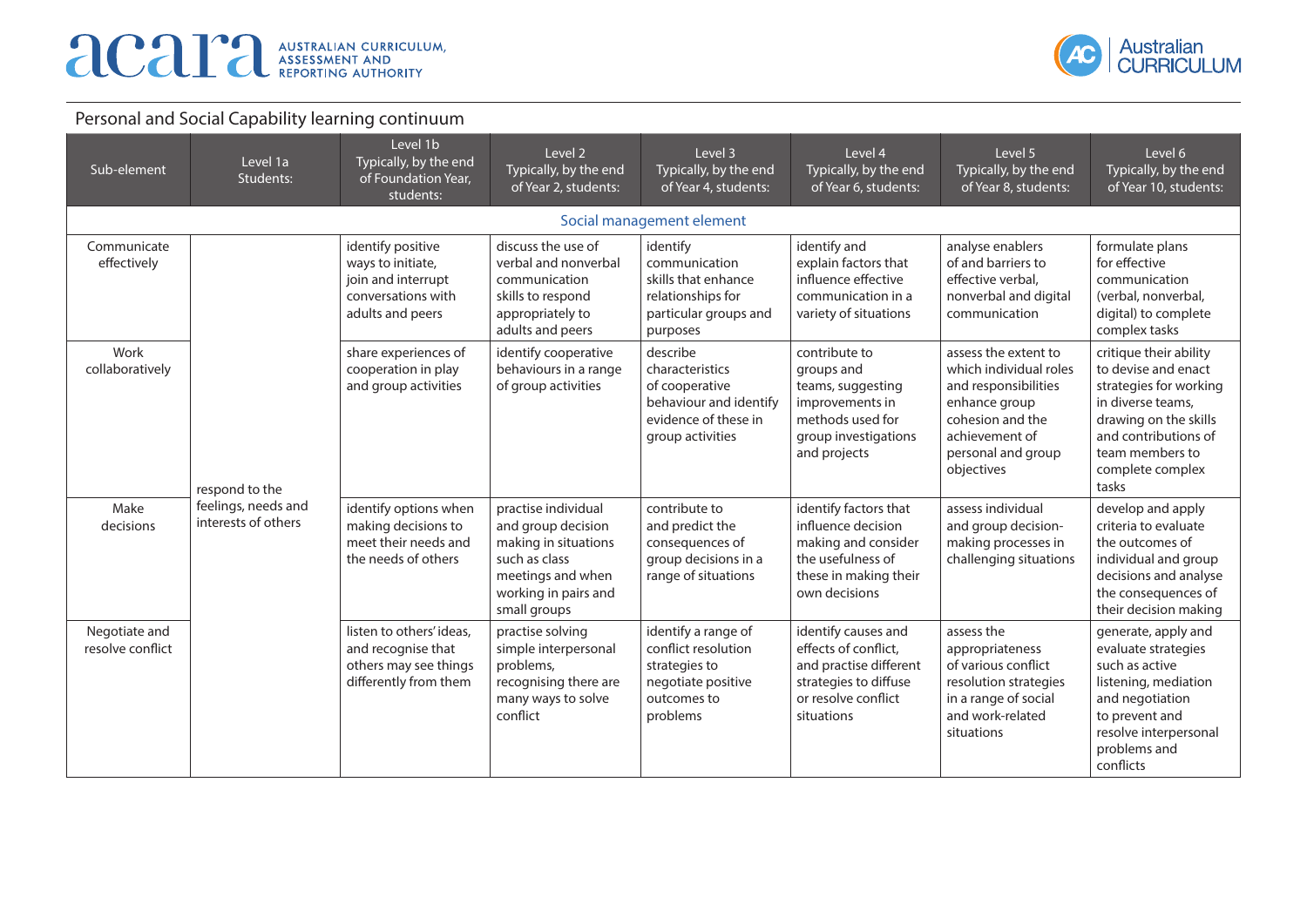## Personal and Social Capability learning continuum

| Sub-element | Level 1a Students: | Level 1b Typically, by the end of Foundation Year, students: | Level 2 Typically, by the end of Year 2, students: | Level 3 Typically, by the end of Year 4, students: | Level 4 Typically, by the end of Year 6, students: | Level 5 Typically, by the end of Year 8, students: | Level 6 Typically, by the end of Year 10, students: |
|---|---|---|---|---|---|---|---|
| **Social management element** | | | | | | | |
| Communicate effectively | respond to the feelings, needs and interests of others | identify positive ways to initiate, join and interrupt conversations with adults and peers | discuss the use of verbal and nonverbal communication skills to respond appropriately to adults and peers | identify communication skills that enhance relationships for particular groups and purposes | identify and explain factors that influence effective communication in a variety of situations | analyse enablers of and barriers to effective verbal, nonverbal and digital communication | formulate plans for effective communication (verbal, nonverbal, digital) to complete complex tasks |
| Work collaboratively | | share experiences of cooperation in play and group activities | identify cooperative behaviours in a range of group activities | describe characteristics of cooperative behaviour and identify evidence of these in group activities | contribute to groups and teams, suggesting improvements in methods used for group investigations and projects | assess the extent to which individual roles and responsibilities enhance group cohesion and the achievement of personal and group objectives | critique their ability to devise and enact strategies for working in diverse teams, drawing on the skills and contributions of team members to complete complex tasks |
| Make decisions | | identify options when making decisions to meet their needs and the needs of others | practise individual and group decision making in situations such as class meetings and when working in pairs and small groups | contribute to and predict the consequences of group decisions in a range of situations | identify factors that influence decision making and consider the usefulness of these in making their own decisions | assess individual and group decision-making processes in challenging situations | develop and apply criteria to evaluate the outcomes of individual and group decisions and analyse the consequences of their decision making |
| Negotiate and resolve conflict | | listen to others' ideas, and recognise that others may see things differently from them | practise solving simple interpersonal problems, recognising there are many ways to solve conflict | identify a range of conflict resolution strategies to negotiate positive outcomes to problems | identify causes and effects of conflict, and practise different strategies to diffuse or resolve conflict situations | assess the appropriateness of various conflict resolution strategies in a range of social and work-related situations | generate, apply and evaluate strategies such as active listening, mediation and negotiation to prevent and resolve interpersonal problems and conflicts |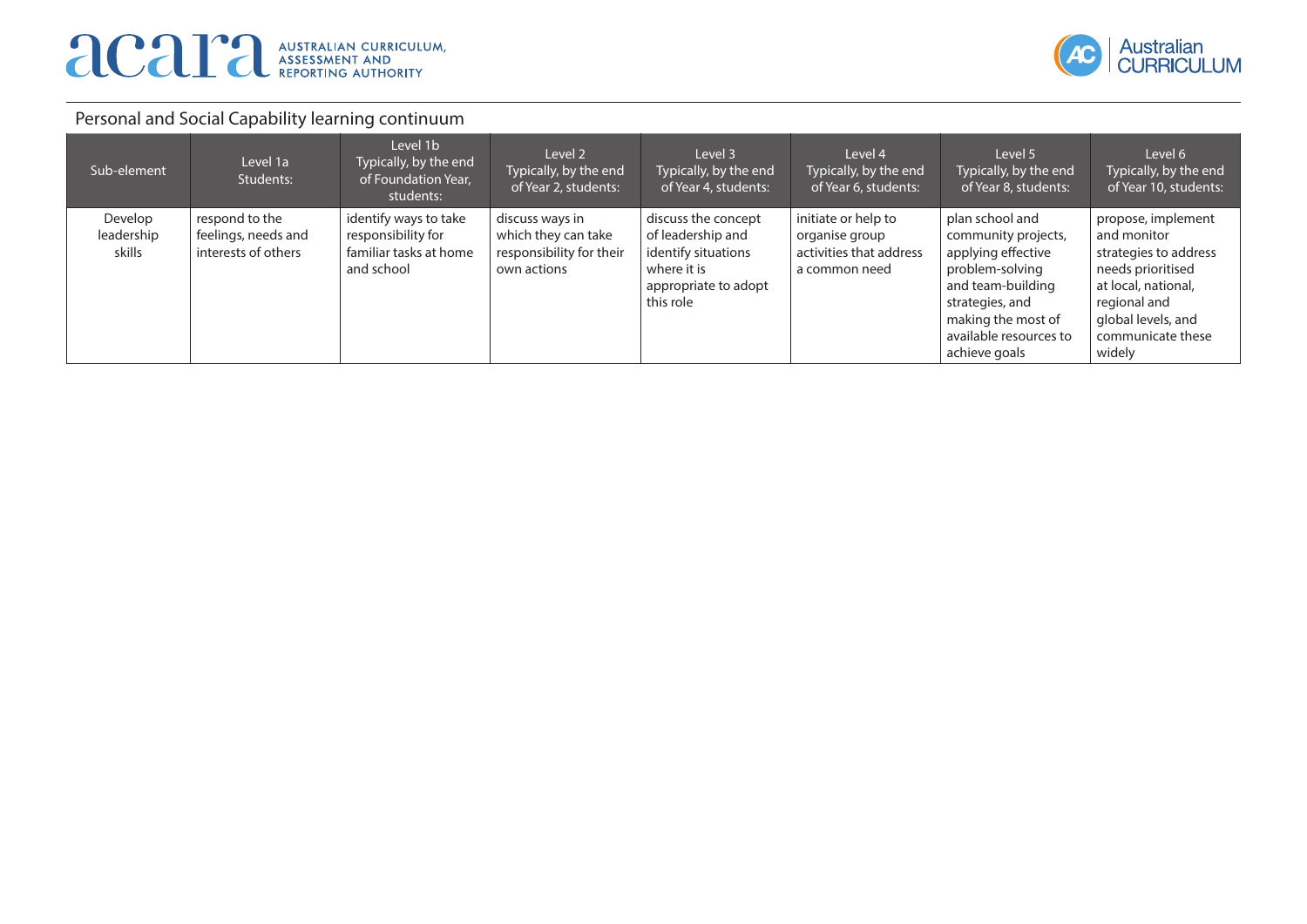## Personal and Social Capability learning continuum

| Sub-element | Level 1a Students: | Level 1b Typically, by the end of Foundation Year, students: | Level 2 Typically, by the end of Year 2, students: | Level 3 Typically, by the end of Year 4, students: | Level 4 Typically, by the end of Year 6, students: | Level 5 Typically, by the end of Year 8, students: | Level 6 Typically, by the end of Year 10, students: |
|---|---|---|---|---|---|---|---|
| Develop leadership skills | respond to the feelings, needs and interests of others | identify ways to take responsibility for familiar tasks at home and school | discuss ways in which they can take responsibility for their own actions | discuss the concept of leadership and identify situations where it is appropriate to adopt this role | initiate or help to organise group activities that address a common need | plan school and community projects, applying effective problem-solving and team-building strategies, and making the most of available resources to achieve goals | propose, implement and monitor strategies to address needs prioritised at local, national, regional and global levels, and communicate these widely |